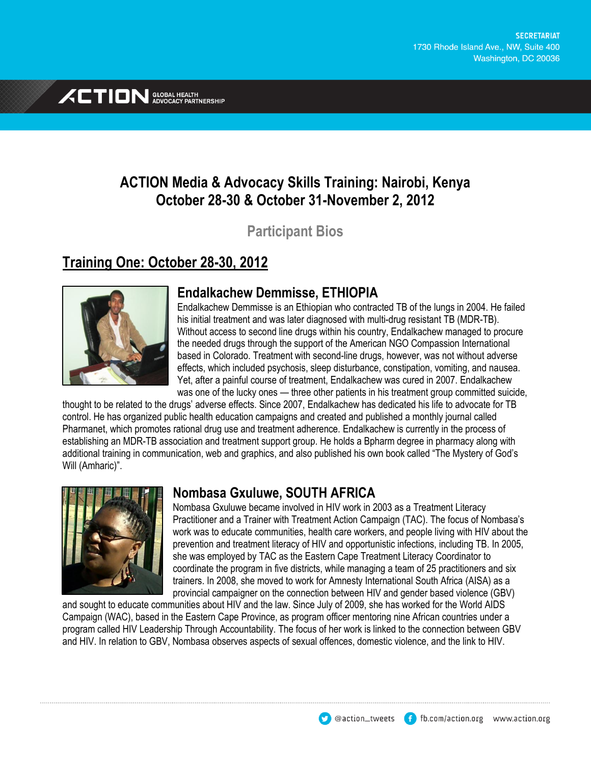SECRETARIAT
1730 Rhode Island Ave., NW, Suite 400
Washington, DC 20036

ACTION GLOBAL HEALTH ADVOCACY PARTNERSHIP

# ACTION Media & Advocacy Skills Training: Nairobi, Kenya
# October 28-30 & October 31-November 2, 2012

## Participant Bios

## Training One: October 28-30, 2012

### Endalkachew Demmisse, ETHIOPIA

Endalkachew Demmisse is an Ethiopian who contracted TB of the lungs in 2004. He failed his initial treatment and was later diagnosed with multi-drug resistant TB (MDR-TB). Without access to second line drugs within his country, Endalkachew managed to procure the needed drugs through the support of the American NGO Compassion International based in Colorado. Treatment with second-line drugs, however, was not without adverse effects, which included psychosis, sleep disturbance, constipation, vomiting, and nausea. Yet, after a painful course of treatment, Endalkachew was cured in 2007. Endalkachew was one of the lucky ones — three other patients in his treatment group committed suicide, thought to be related to the drugs' adverse effects. Since 2007, Endalkachew has dedicated his life to advocate for TB control. He has organized public health education campaigns and created and published a monthly journal called Pharmanet, which promotes rational drug use and treatment adherence. Endalkachew is currently in the process of establishing an MDR-TB association and treatment support group. He holds a Bpharm degree in pharmacy along with additional training in communication, web and graphics, and also published his own book called "The Mystery of God's Will (Amharic)".

### Nombasa Gxuluwe, SOUTH AFRICA

Nombasa Gxuluwe became involved in HIV work in 2003 as a Treatment Literacy Practitioner and a Trainer with Treatment Action Campaign (TAC). The focus of Nombasa's work was to educate communities, health care workers, and people living with HIV about the prevention and treatment literacy of HIV and opportunistic infections, including TB. In 2005, she was employed by TAC as the Eastern Cape Treatment Literacy Coordinator to coordinate the program in five districts, while managing a team of 25 practitioners and six trainers. In 2008, she moved to work for Amnesty International South Africa (AISA) as a provincial campaigner on the connection between HIV and gender based violence (GBV) and sought to educate communities about HIV and the law. Since July of 2009, she has worked for the World AIDS Campaign (WAC), based in the Eastern Cape Province, as program officer mentoring nine African countries under a program called HIV Leadership Through Accountability. The focus of her work is linked to the connection between GBV and HIV. In relation to GBV, Nombasa observes aspects of sexual offences, domestic violence, and the link to HIV.

@action_tweets fb.com/action.org www.action.org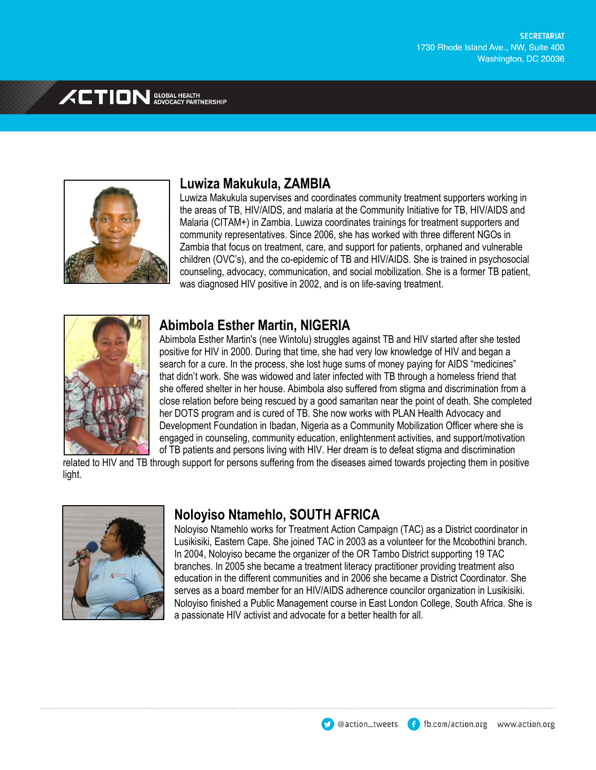## Luwiza Makukula, ZAMBIA

Luwiza Makukula supervises and coordinates community treatment supporters working in the areas of TB, HIV/AIDS, and malaria at the Community Initiative for TB, HIV/AIDS and Malaria (CITAM+) in Zambia. Luwiza coordinates trainings for treatment supporters and community representatives. Since 2006, she has worked with three different NGOs in Zambia that focus on treatment, care, and support for patients, orphaned and vulnerable children (OVC's), and the co-epidemic of TB and HIV/AIDS. She is trained in psychosocial counseling, advocacy, communication, and social mobilization. She is a former TB patient, was diagnosed HIV positive in 2002, and is on life-saving treatment.

## Abimbola Esther Martin, NIGERIA

Abimbola Esther Martin's (nee Wintolu) struggles against TB and HIV started after she tested positive for HIV in 2000. During that time, she had very low knowledge of HIV and began a search for a cure. In the process, she lost huge sums of money paying for AIDS "medicines" that didn't work. She was widowed and later infected with TB through a homeless friend that she offered shelter in her house. Abimbola also suffered from stigma and discrimination from a close relation before being rescued by a good samaritan near the point of death. She completed her DOTS program and is cured of TB. She now works with PLAN Health Advocacy and Development Foundation in Ibadan, Nigeria as a Community Mobilization Officer where she is engaged in counseling, community education, enlightenment activities, and support/motivation of TB patients and persons living with HIV. Her dream is to defeat stigma and discrimination related to HIV and TB through support for persons suffering from the diseases aimed towards projecting them in positive light.

## Noloyiso Ntamehlo, SOUTH AFRICA

Noloyiso Ntamehlo works for Treatment Action Campaign (TAC) as a District coordinator in Lusikisiki, Eastern Cape. She joined TAC in 2003 as a volunteer for the Mcobothini branch. In 2004, Noloyiso became the organizer of the OR Tambo District supporting 19 TAC branches. In 2005 she became a treatment literacy practitioner providing treatment also education in the different communities and in 2006 she became a District Coordinator. She serves as a board member for an HIV/AIDS adherence councilor organization in Lusikisiki. Noloyiso finished a Public Management course in East London College, South Africa. She is a passionate HIV activist and advocate for a better health for all.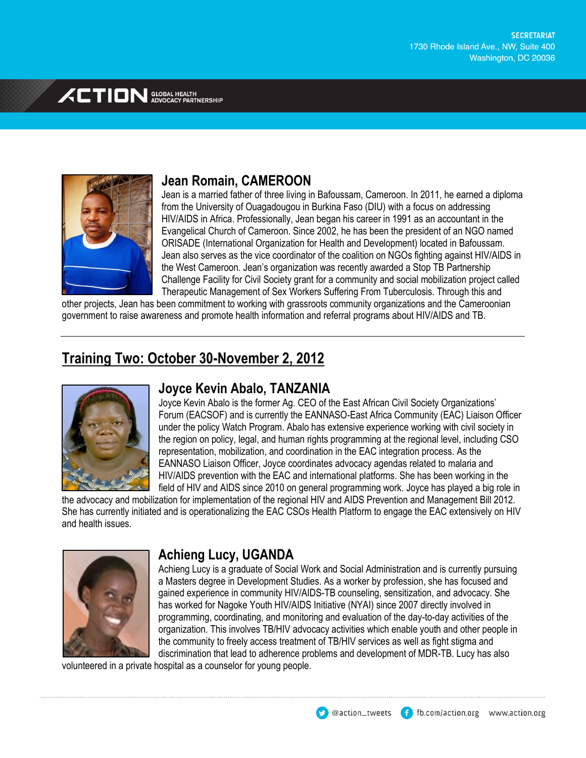## Jean Romain, CAMEROON

Jean is a married father of three living in Bafoussam, Cameroon. In 2011, he earned a diploma from the University of Ouagadougou in Burkina Faso (DIU) with a focus on addressing HIV/AIDS in Africa. Professionally, Jean began his career in 1991 as an accountant in the Evangelical Church of Cameroon. Since 2002, he has been the president of an NGO named ORISADE (International Organization for Health and Development) located in Bafoussam. Jean also serves as the vice coordinator of the coalition on NGOs fighting against HIV/AIDS in the West Cameroon. Jean's organization was recently awarded a Stop TB Partnership Challenge Facility for Civil Society grant for a community and social mobilization project called Therapeutic Management of Sex Workers Suffering From Tuberculosis. Through this and other projects, Jean has been commitment to working with grassroots community organizations and the Cameroonian government to raise awareness and promote health information and referral programs about HIV/AIDS and TB.

---

# Training Two: October 30-November 2, 2012

## Joyce Kevin Abalo, TANZANIA

Joyce Kevin Abalo is the former Ag. CEO of the East African Civil Society Organizations' Forum (EACSOF) and is currently the EANNASO-East Africa Community (EAC) Liaison Officer under the policy Watch Program. Abalo has extensive experience working with civil society in the region on policy, legal, and human rights programming at the regional level, including CSO representation, mobilization, and coordination in the EAC integration process. As the EANNASO Liaison Officer, Joyce coordinates advocacy agendas related to malaria and HIV/AIDS prevention with the EAC and international platforms. She has been working in the field of HIV and AIDS since 2010 on general programming work. Joyce has played a big role in the advocacy and mobilization for implementation of the regional HIV and AIDS Prevention and Management Bill 2012. She has currently initiated and is operationalizing the EAC CSOs Health Platform to engage the EAC extensively on HIV and health issues.

## Achieng Lucy, UGANDA

Achieng Lucy is a graduate of Social Work and Social Administration and is currently pursuing a Masters degree in Development Studies. As a worker by profession, she has focused and gained experience in community HIV/AIDS-TB counseling, sensitization, and advocacy. She has worked for Nagoke Youth HIV/AIDS Initiative (NYAI) since 2007 directly involved in programming, coordinating, and monitoring and evaluation of the day-to-day activities of the organization. This involves TB/HIV advocacy activities which enable youth and other people in the community to freely access treatment of TB/HIV services as well as fight stigma and discrimination that lead to adherence problems and development of MDR-TB. Lucy has also volunteered in a private hospital as a counselor for young people.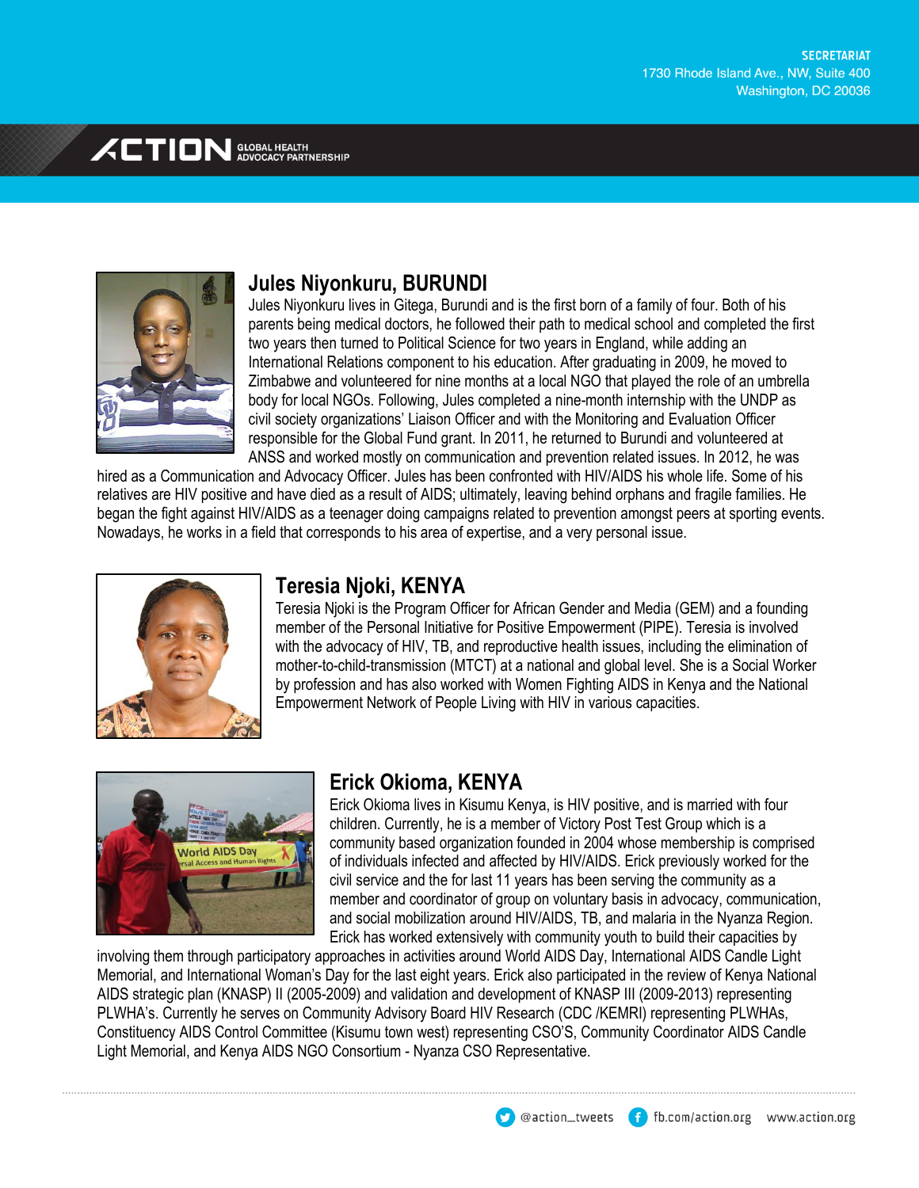## Jules Niyonkuru, BURUNDI

Jules Niyonkuru lives in Gitega, Burundi and is the first born of a family of four. Both of his parents being medical doctors, he followed their path to medical school and completed the first two years then turned to Political Science for two years in England, while adding an International Relations component to his education. After graduating in 2009, he moved to Zimbabwe and volunteered for nine months at a local NGO that played the role of an umbrella body for local NGOs. Following, Jules completed a nine-month internship with the UNDP as civil society organizations' Liaison Officer and with the Monitoring and Evaluation Officer responsible for the Global Fund grant. In 2011, he returned to Burundi and volunteered at ANSS and worked mostly on communication and prevention related issues. In 2012, he was hired as a Communication and Advocacy Officer. Jules has been confronted with HIV/AIDS his whole life. Some of his relatives are HIV positive and have died as a result of AIDS; ultimately, leaving behind orphans and fragile families. He began the fight against HIV/AIDS as a teenager doing campaigns related to prevention amongst peers at sporting events. Nowadays, he works in a field that corresponds to his area of expertise, and a very personal issue.

## Teresia Njoki, KENYA

Teresia Njoki is the Program Officer for African Gender and Media (GEM) and a founding member of the Personal Initiative for Positive Empowerment (PIPE). Teresia is involved with the advocacy of HIV, TB, and reproductive health issues, including the elimination of mother-to-child-transmission (MTCT) at a national and global level. She is a Social Worker by profession and has also worked with Women Fighting AIDS in Kenya and the National Empowerment Network of People Living with HIV in various capacities.

## Erick Okioma, KENYA

Erick Okioma lives in Kisumu Kenya, is HIV positive, and is married with four children. Currently, he is a member of Victory Post Test Group which is a community based organization founded in 2004 whose membership is comprised of individuals infected and affected by HIV/AIDS. Erick previously worked for the civil service and the for last 11 years has been serving the community as a member and coordinator of group on voluntary basis in advocacy, communication, and social mobilization around HIV/AIDS, TB, and malaria in the Nyanza Region. Erick has worked extensively with community youth to build their capacities by involving them through participatory approaches in activities around World AIDS Day, International AIDS Candle Light Memorial, and International Woman's Day for the last eight years. Erick also participated in the review of Kenya National AIDS strategic plan (KNASP) II (2005-2009) and validation and development of KNASP III (2009-2013) representing PLWHA's. Currently he serves on Community Advisory Board HIV Research (CDC /KEMRI) representing PLWHAs, Constituency AIDS Control Committee (Kisumu town west) representing CSO'S, Community Coordinator AIDS Candle Light Memorial, and Kenya AIDS NGO Consortium - Nyanza CSO Representative.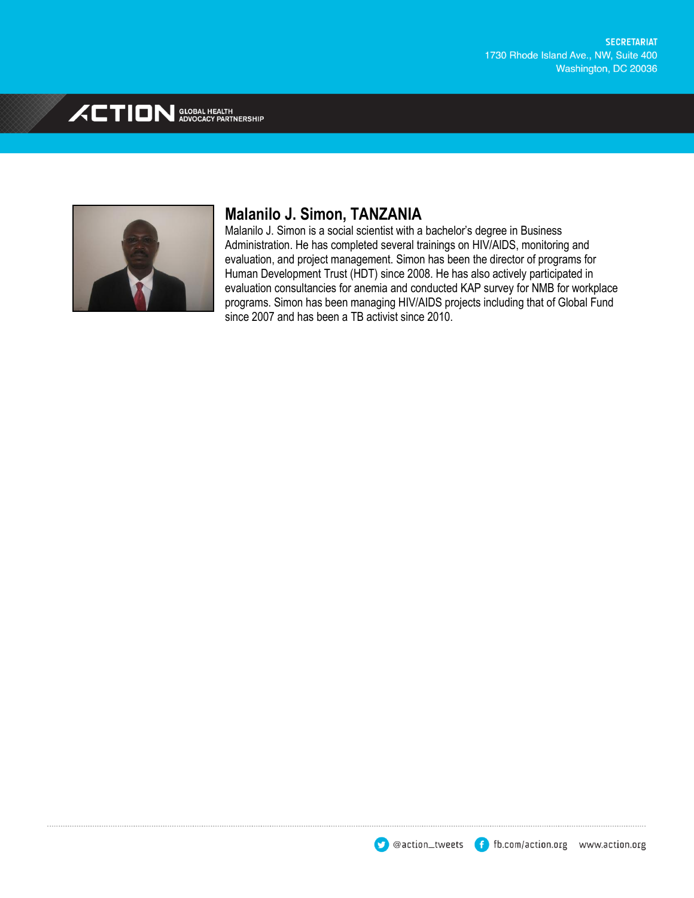## Malanilo J. Simon, TANZANIA

Malanilo J. Simon is a social scientist with a bachelor's degree in Business Administration. He has completed several trainings on HIV/AIDS, monitoring and evaluation, and project management. Simon has been the director of programs for Human Development Trust (HDT) since 2008. He has also actively participated in evaluation consultancies for anemia and conducted KAP survey for NMB for workplace programs. Simon has been managing HIV/AIDS projects including that of Global Fund since 2007 and has been a TB activist since 2010.